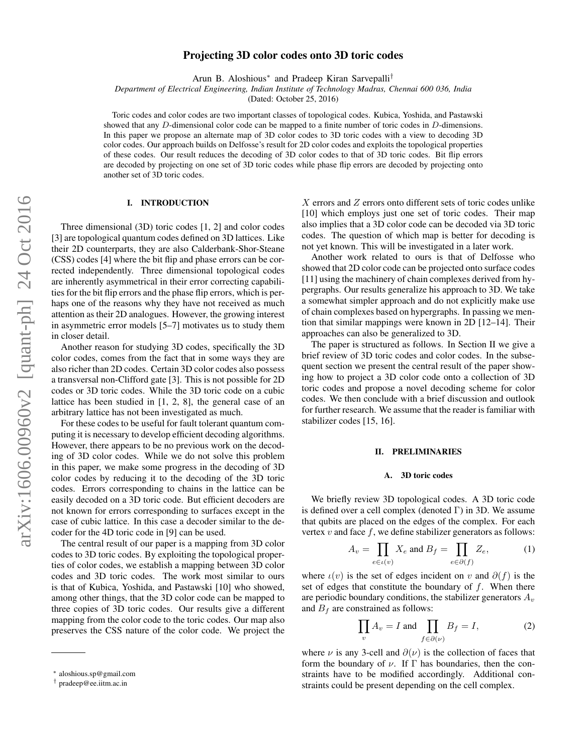# Projecting 3D color codes onto 3D toric codes

Arun B. Aloshious* and Pradeep Kiran Sarvepalli†

*Department of Electrical Engineering, Indian Institute of Technology Madras, Chennai 600 036, India*

(Dated: October 25, 2016)

Toric codes and color codes are two important classes of topological codes. Kubica, Yoshida, and Pastawski showed that any $D$-dimensional color code can be mapped to a finite number of toric codes in $D$-dimensions. In this paper we propose an alternate map of 3D color codes to 3D toric codes with a view to decoding 3D color codes. Our approach builds on Delfosse's result for 2D color codes and exploits the topological properties of these codes. Our result reduces the decoding of 3D color codes to that of 3D toric codes. Bit flip errors are decoded by projecting on one set of 3D toric codes while phase flip errors are decoded by projecting onto another set of 3D toric codes.

## I. INTRODUCTION

Three dimensional (3D) toric codes [1, 2] and color codes [3] are topological quantum codes defined on 3D lattices. Like their 2D counterparts, they are also Calderbank-Shor-Steane (CSS) codes [4] where the bit flip and phase errors can be corrected independently. Three dimensional topological codes are inherently asymmetrical in their error correcting capabilities for the bit flip errors and the phase flip errors, which is perhaps one of the reasons why they have not received as much attention as their 2D analogues. However, the growing interest in asymmetric error models [5–7] motivates us to study them in closer detail.

Another reason for studying 3D codes, specifically the 3D color codes, comes from the fact that in some ways they are also richer than 2D codes. Certain 3D color codes also possess a transversal non-Clifford gate [3]. This is not possible for 2D codes or 3D toric codes. While the 3D toric code on a cubic lattice has been studied in [1, 2, 8], the general case of an arbitrary lattice has not been investigated as much.

For these codes to be useful for fault tolerant quantum computing it is necessary to develop efficient decoding algorithms. However, there appears to be no previous work on the decoding of 3D color codes. While we do not solve this problem in this paper, we make some progress in the decoding of 3D color codes by reducing it to the decoding of the 3D toric codes. Errors corresponding to chains in the lattice can be easily decoded on a 3D toric code. But efficient decoders are not known for errors corresponding to surfaces except in the case of cubic lattice. In this case a decoder similar to the decoder for the 4D toric code in [9] can be used.

The central result of our paper is a mapping from 3D color codes to 3D toric codes. By exploiting the topological properties of color codes, we establish a mapping between 3D color codes and 3D toric codes. The work most similar to ours is that of Kubica, Yoshida, and Pastawski [10] who showed, among other things, that the 3D color code can be mapped to three copies of 3D toric codes. Our results give a different mapping from the color code to the toric codes. Our map also preserves the CSS nature of the color code. We project the $X$ errors and $Z$ errors onto different sets of toric codes unlike [10] which employs just one set of toric codes. Their map also implies that a 3D color code can be decoded via 3D toric codes. The question of which map is better for decoding is not yet known. This will be investigated in a later work.

Another work related to ours is that of Delfosse who showed that 2D color code can be projected onto surface codes [11] using the machinery of chain complexes derived from hypergraphs. Our results generalize his approach to 3D. We take a somewhat simpler approach and do not explicitly make use of chain complexes based on hypergraphs. In passing we mention that similar mappings were known in 2D [12–14]. Their approaches can also be generalized to 3D.

The paper is structured as follows. In Section II we give a brief review of 3D toric codes and color codes. In the subsequent section we present the central result of the paper showing how to project a 3D color code onto a collection of 3D toric codes and propose a novel decoding scheme for color codes. We then conclude with a brief discussion and outlook for further research. We assume that the reader is familiar with stabilizer codes [15, 16].

## II. PRELIMINARIES

### A. 3D toric codes

We briefly review 3D topological codes. A 3D toric code is defined over a cell complex (denoted $\Gamma$) in 3D. We assume that qubits are placed on the edges of the complex. For each vertex $v$ and face $f$, we define stabilizer generators as follows:

$$A_v = \prod_{e \in \iota(v)} X_e \text{ and } B_f = \prod_{e \in \partial(f)} Z_e, \tag{1}$$

where $\iota(v)$ is the set of edges incident on $v$ and $\partial(f)$ is the set of edges that constitute the boundary of $f$. When there are periodic boundary conditions, the stabilizer generators $A_v$ and $B_f$ are constrained as follows:

$$\prod_{v} A_v = I \text{ and } \prod_{f \in \partial(\nu)} B_f = I, \tag{2}$$

where $\nu$ is any 3-cell and $\partial(\nu)$ is the collection of faces that form the boundary of $\nu$. If $\Gamma$ has boundaries, then the constraints have to be modified accordingly. Additional constraints could be present depending on the cell complex.

* aloshious.sp@gmail.com
† pradeep@ee.iitm.ac.in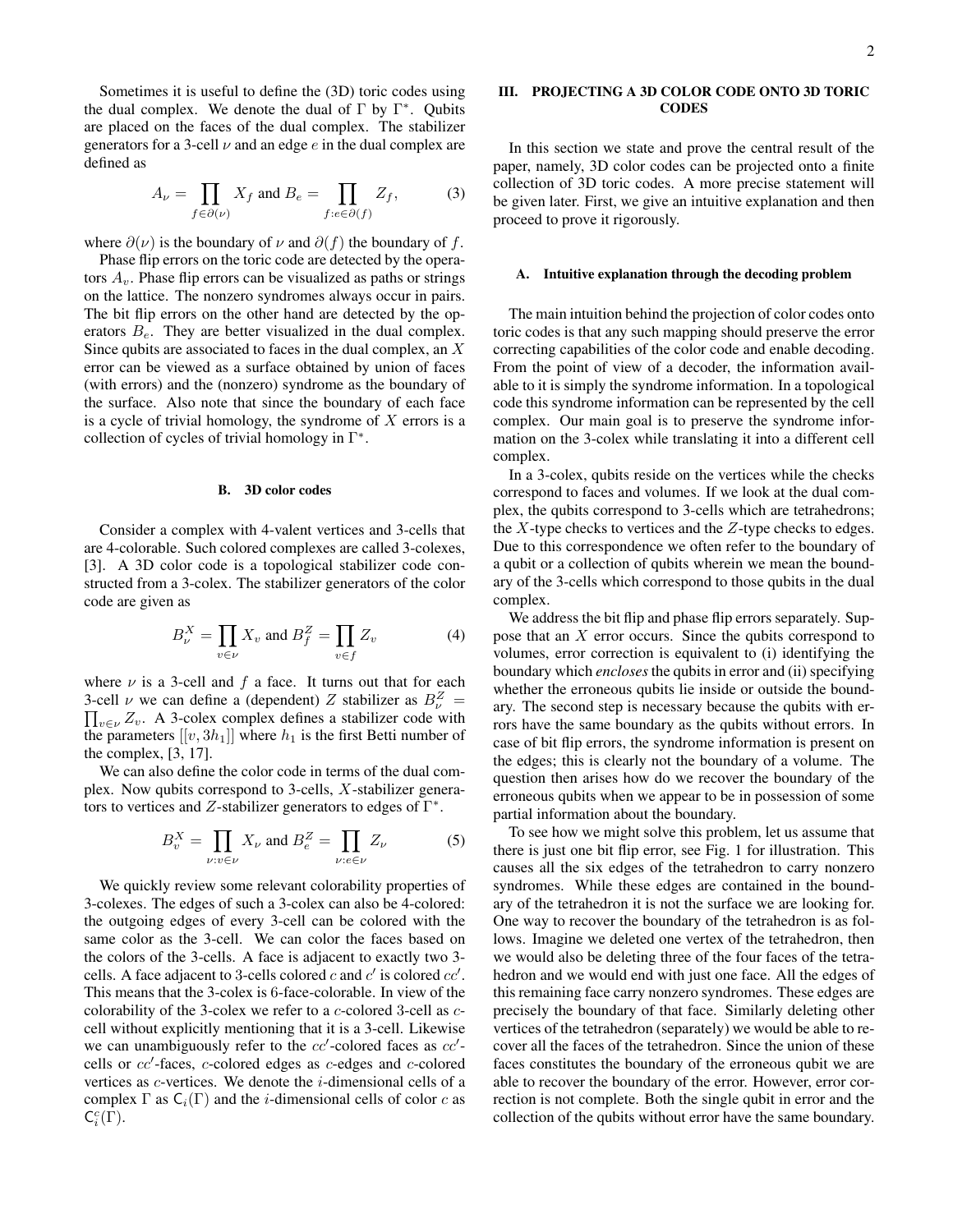Sometimes it is useful to define the (3D) toric codes using the dual complex. We denote the dual of $\Gamma$ by $\Gamma^*$. Qubits are placed on the faces of the dual complex. The stabilizer generators for a 3-cell $\nu$ and an edge $e$ in the dual complex are defined as

$$A_\nu = \prod_{f \in \partial(\nu)} X_f \text{ and } B_e = \prod_{f: e \in \partial(f)} Z_f, \qquad (3)$$

where $\partial(\nu)$ is the boundary of $\nu$ and $\partial(f)$ the boundary of $f$.

Phase flip errors on the toric code are detected by the operators $A_v$. Phase flip errors can be visualized as paths or strings on the lattice. The nonzero syndromes always occur in pairs. The bit flip errors on the other hand are detected by the operators $B_e$. They are better visualized in the dual complex. Since qubits are associated to faces in the dual complex, an $X$ error can be viewed as a surface obtained by union of faces (with errors) and the (nonzero) syndrome as the boundary of the surface. Also note that since the boundary of each face is a cycle of trivial homology, the syndrome of $X$ errors is a collection of cycles of trivial homology in $\Gamma^*$.

### B. 3D color codes

Consider a complex with 4-valent vertices and 3-cells that are 4-colorable. Such colored complexes are called 3-colexes, [3]. A 3D color code is a topological stabilizer code constructed from a 3-colex. The stabilizer generators of the color code are given as

$$B^X_\nu = \prod_{v \in \nu} X_v \text{ and } B^Z_f = \prod_{v \in f} Z_v \qquad (4)$$

where $\nu$ is a 3-cell and $f$ a face. It turns out that for each 3-cell $\nu$ we can define a (dependent) $Z$ stabilizer as $B^Z_\nu = \prod_{v\in\nu} Z_v$. A 3-colex complex defines a stabilizer code with the parameters $[[v, 3h_1]]$ where $h_1$ is the first Betti number of the complex, [3, 17].

We can also define the color code in terms of the dual complex. Now qubits correspond to 3-cells, $X$-stabilizer generators to vertices and $Z$-stabilizer generators to edges of $\Gamma^*$.

$$B^X_v = \prod_{\nu: v \in \nu} X_\nu \text{ and } B^Z_e = \prod_{\nu: e \in \nu} Z_\nu \qquad (5)$$

We quickly review some relevant colorability properties of 3-colexes. The edges of such a 3-colex can also be 4-colored: the outgoing edges of every 3-cell can be colored with the same color as the 3-cell. We can color the faces based on the colors of the 3-cells. A face is adjacent to exactly two 3-cells. A face adjacent to 3-cells colored $c$ and $c'$ is colored $cc'$. This means that the 3-colex is 6-face-colorable. In view of the colorability of the 3-colex we refer to a $c$-colored 3-cell as $c$-cell without explicitly mentioning that it is a 3-cell. Likewise we can unambiguously refer to the $cc'$-colored faces as $cc'$-cells or $cc'$-faces, $c$-colored edges as $c$-edges and $c$-colored vertices as $c$-vertices. We denote the $i$-dimensional cells of a complex $\Gamma$ as $\mathsf{C}_i(\Gamma)$ and the $i$-dimensional cells of color $c$ as $\mathsf{C}^c_i(\Gamma)$.

## III. PROJECTING A 3D COLOR CODE ONTO 3D TORIC CODES

In this section we state and prove the central result of the paper, namely, 3D color codes can be projected onto a finite collection of 3D toric codes. A more precise statement will be given later. First, we give an intuitive explanation and then proceed to prove it rigorously.

### A. Intuitive explanation through the decoding problem

The main intuition behind the projection of color codes onto toric codes is that any such mapping should preserve the error correcting capabilities of the color code and enable decoding. From the point of view of a decoder, the information available to it is simply the syndrome information. In a topological code this syndrome information can be represented by the cell complex. Our main goal is to preserve the syndrome information on the 3-colex while translating it into a different cell complex.

In a 3-colex, qubits reside on the vertices while the checks correspond to faces and volumes. If we look at the dual complex, the qubits correspond to 3-cells which are tetrahedrons; the $X$-type checks to vertices and the $Z$-type checks to edges. Due to this correspondence we often refer to the boundary of a qubit or a collection of qubits wherein we mean the boundary of the 3-cells which correspond to those qubits in the dual complex.

We address the bit flip and phase flip errors separately. Suppose that an $X$ error occurs. Since the qubits correspond to volumes, error correction is equivalent to (i) identifying the boundary which *encloses* the qubits in error and (ii) specifying whether the erroneous qubits lie inside or outside the boundary. The second step is necessary because the qubits with errors have the same boundary as the qubits without errors. In case of bit flip errors, the syndrome information is present on the edges; this is clearly not the boundary of a volume. The question then arises how do we recover the boundary of the erroneous qubits when we appear to be in possession of some partial information about the boundary.

To see how we might solve this problem, let us assume that there is just one bit flip error, see Fig. 1 for illustration. This causes all the six edges of the tetrahedron to carry nonzero syndromes. While these edges are contained in the boundary of the tetrahedron it is not the surface we are looking for. One way to recover the boundary of the tetrahedron is as follows. Imagine we deleted one vertex of the tetrahedron, then we would also be deleting three of the four faces of the tetrahedron and we would end with just one face. All the edges of this remaining face carry nonzero syndromes. These edges are precisely the boundary of that face. Similarly deleting other vertices of the tetrahedron (separately) we would be able to recover all the faces of the tetrahedron. Since the union of these faces constitutes the boundary of the erroneous qubit we are able to recover the boundary of the error. However, error correction is not complete. Both the single qubit in error and the collection of the qubits without error have the same boundary.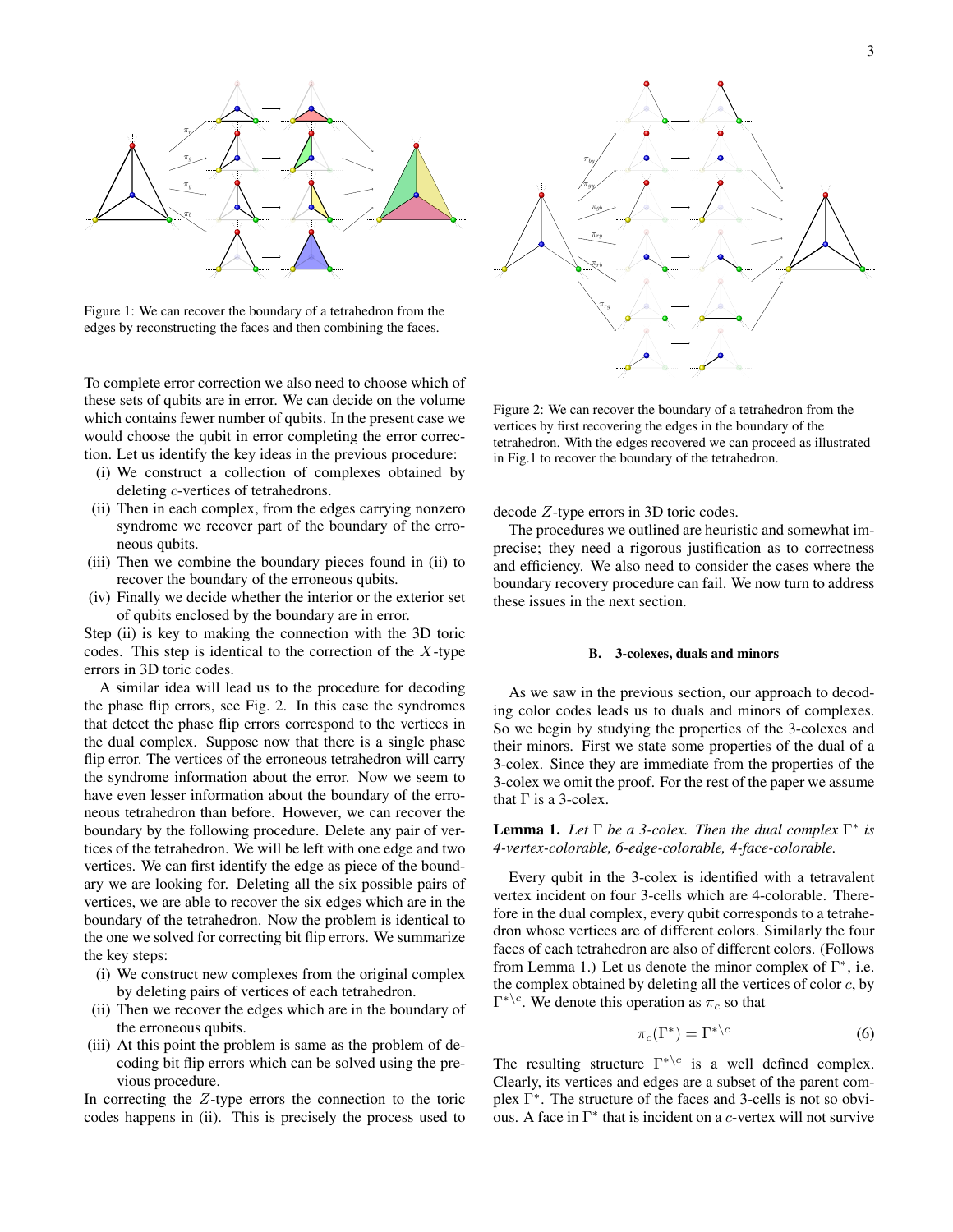Figure 1: We can recover the boundary of a tetrahedron from the edges by reconstructing the faces and then combining the faces.

Figure 2: We can recover the boundary of a tetrahedron from the vertices by first recovering the edges in the boundary of the tetrahedron. With the edges recovered we can proceed as illustrated in Fig.1 to recover the boundary of the tetrahedron.

To complete error correction we also need to choose which of these sets of qubits are in error. We can decide on the volume which contains fewer number of qubits. In the present case we would choose the qubit in error completing the error correction. Let us identify the key ideas in the previous procedure:

- (i) We construct a collection of complexes obtained by deleting $c$-vertices of tetrahedrons.
- (ii) Then in each complex, from the edges carrying nonzero syndrome we recover part of the boundary of the erroneous qubits.
- (iii) Then we combine the boundary pieces found in (ii) to recover the boundary of the erroneous qubits.
- (iv) Finally we decide whether the interior or the exterior set of qubits enclosed by the boundary are in error.

Step (ii) is key to making the connection with the 3D toric codes. This step is identical to the correction of the $X$-type errors in 3D toric codes.

A similar idea will lead us to the procedure for decoding the phase flip errors, see Fig. 2. In this case the syndromes that detect the phase flip errors correspond to the vertices in the dual complex. Suppose now that there is a single phase flip error. The vertices of the erroneous tetrahedron will carry the syndrome information about the error. Now we seem to have even lesser information about the boundary of the erroneous tetrahedron than before. However, we can recover the boundary by the following procedure. Delete any pair of vertices of the tetrahedron. We will be left with one edge and two vertices. We can first identify the edge as piece of the boundary we are looking for. Deleting all the six possible pairs of vertices, we are able to recover the six edges which are in the boundary of the tetrahedron. Now the problem is identical to the one we solved for correcting bit flip errors. We summarize the key steps:

- (i) We construct new complexes from the original complex by deleting pairs of vertices of each tetrahedron.
- (ii) Then we recover the edges which are in the boundary of the erroneous qubits.
- (iii) At this point the problem is same as the problem of decoding bit flip errors which can be solved using the previous procedure.

In correcting the $Z$-type errors the connection to the toric codes happens in (ii). This is precisely the process used to decode $Z$-type errors in 3D toric codes.

The procedures we outlined are heuristic and somewhat imprecise; they need a rigorous justification as to correctness and efficiency. We also need to consider the cases where the boundary recovery procedure can fail. We now turn to address these issues in the next section.

### B. 3-colexes, duals and minors

As we saw in the previous section, our approach to decoding color codes leads us to duals and minors of complexes. So we begin by studying the properties of the 3-colexes and their minors. First we state some properties of the dual of a 3-colex. Since they are immediate from the properties of the 3-colex we omit the proof. For the rest of the paper we assume that $\Gamma$ is a 3-colex.

**Lemma 1.** *Let $\Gamma$ be a 3-colex. Then the dual complex $\Gamma^*$ is 4-vertex-colorable, 6-edge-colorable, 4-face-colorable.*

Every qubit in the 3-colex is identified with a tetravalent vertex incident on four 3-cells which are 4-colorable. Therefore in the dual complex, every qubit corresponds to a tetrahedron whose vertices are of different colors. Similarly the four faces of each tetrahedron are also of different colors. (Follows from Lemma 1.) Let us denote the minor complex of $\Gamma^*$, i.e. the complex obtained by deleting all the vertices of color $c$, by $\Gamma^{*\backslash c}$. We denote this operation as $\pi_c$ so that

$$\pi_c(\Gamma^*) = \Gamma^{*\backslash c} \tag{6}$$

The resulting structure $\Gamma^{*\backslash c}$ is a well defined complex. Clearly, its vertices and edges are a subset of the parent complex $\Gamma^*$. The structure of the faces and 3-cells is not so obvious. A face in $\Gamma^*$ that is incident on a $c$-vertex will not survive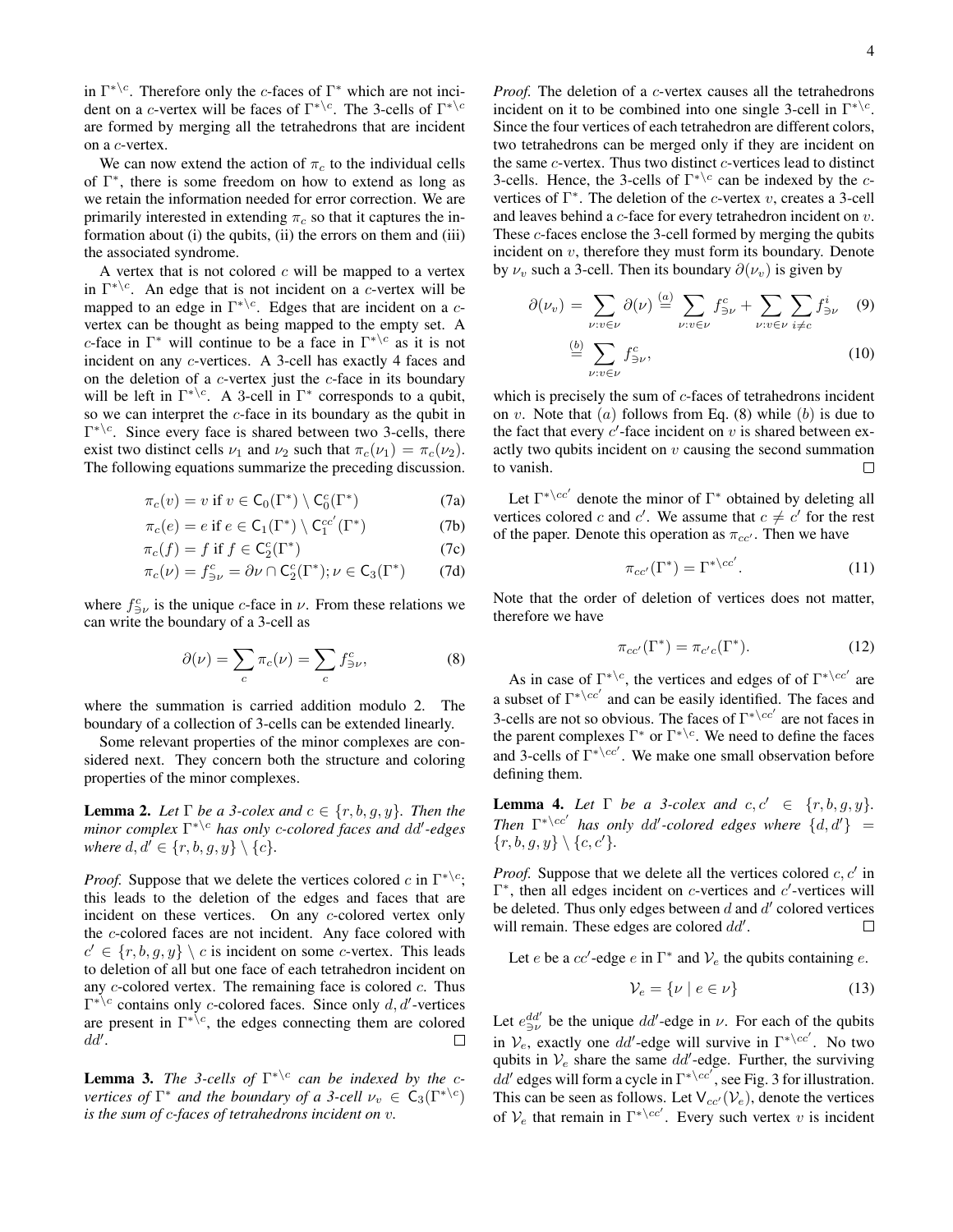in $\Gamma^{*\backslash c}$. Therefore only the $c$-faces of $\Gamma^*$ which are not incident on a $c$-vertex will be faces of $\Gamma^{*\backslash c}$. The 3-cells of $\Gamma^{*\backslash c}$ are formed by merging all the tetrahedrons that are incident on a $c$-vertex.

We can now extend the action of $\pi_c$ to the individual cells of $\Gamma^*$, there is some freedom on how to extend as long as we retain the information needed for error correction. We are primarily interested in extending $\pi_c$ so that it captures the information about (i) the qubits, (ii) the errors on them and (iii) the associated syndrome.

A vertex that is not colored $c$ will be mapped to a vertex in $\Gamma^{*\backslash c}$. An edge that is not incident on a $c$-vertex will be mapped to an edge in $\Gamma^{*\backslash c}$. Edges that are incident on a $c$-vertex can be thought as being mapped to the empty set. A $c$-face in $\Gamma^*$ will continue to be a face in $\Gamma^{*\backslash c}$ as it is not incident on any $c$-vertices. A 3-cell has exactly 4 faces and on the deletion of a $c$-vertex just the $c$-face in its boundary will be left in $\Gamma^{*\backslash c}$. A 3-cell in $\Gamma^*$ corresponds to a qubit, so we can interpret the $c$-face in its boundary as the qubit in $\Gamma^{*\backslash c}$. Since every face is shared between two 3-cells, there exist two distinct cells $\nu_1$ and $\nu_2$ such that $\pi_c(\nu_1) = \pi_c(\nu_2)$. The following equations summarize the preceding discussion.

$$\pi_c(v) = v \text{ if } v \in \mathsf{C}_0(\Gamma^*) \setminus \mathsf{C}_0^c(\Gamma^*) \tag{7a}$$

$$\pi_c(e) = e \text{ if } e \in \mathsf{C}_1(\Gamma^*) \setminus \mathsf{C}_1^{cc'}(\Gamma^*) \tag{7b}$$

$$\pi_c(f) = f \text{ if } f \in \mathsf{C}_2^c(\Gamma^*) \tag{7c}$$

$$\pi_c(\nu) = f^c_{\ni\nu} = \partial\nu \cap \mathsf{C}_2^c(\Gamma^*); \nu \in \mathsf{C}_3(\Gamma^*) \tag{7d}$$

where $f^c_{\ni\nu}$ is the unique $c$-face in $\nu$. From these relations we can write the boundary of a 3-cell as

$$\partial(\nu) = \sum_c \pi_c(\nu) = \sum_c f^c_{\ni\nu}, \tag{8}$$

where the summation is carried addition modulo 2. The boundary of a collection of 3-cells can be extended linearly.

Some relevant properties of the minor complexes are considered next. They concern both the structure and coloring properties of the minor complexes.

**Lemma 2.** *Let $\Gamma$ be a 3-colex and $c \in \{r, b, g, y\}$. Then the minor complex $\Gamma^{*\backslash c}$ has only $c$-colored faces and $dd'$-edges where $d, d' \in \{r, b, g, y\} \setminus \{c\}$.*

*Proof.* Suppose that we delete the vertices colored $c$ in $\Gamma^{*\backslash c}$; this leads to the deletion of the edges and faces that are incident on these vertices. On any $c$-colored vertex only the $c$-colored faces are not incident. Any face colored with $c' \in \{r, b, g, y\} \setminus c$ is incident on some $c$-vertex. This leads to deletion of all but one face of each tetrahedron incident on any $c$-colored vertex. The remaining face is colored $c$. Thus $\Gamma^{*\backslash c}$ contains only $c$-colored faces. Since only $d, d'$-vertices are present in $\Gamma^{*\backslash c}$, the edges connecting them are colored $dd'$. □

**Lemma 3.** *The 3-cells of $\Gamma^{*\backslash c}$ can be indexed by the $c$-vertices of $\Gamma^*$ and the boundary of a 3-cell $\nu_v \in \mathsf{C}_3(\Gamma^{*\backslash c})$ is the sum of $c$-faces of tetrahedrons incident on $v$.*

*Proof.* The deletion of a $c$-vertex causes all the tetrahedrons incident on it to be combined into one single 3-cell in $\Gamma^{*\backslash c}$. Since the four vertices of each tetrahedron are different colors, two tetrahedrons can be merged only if they are incident on the same $c$-vertex. Thus two distinct $c$-vertices lead to distinct 3-cells. Hence, the 3-cells of $\Gamma^{*\backslash c}$ can be indexed by the $c$-vertices of $\Gamma^*$. The deletion of the $c$-vertex $v$, creates a 3-cell and leaves behind a $c$-face for every tetrahedron incident on $v$. These $c$-faces enclose the 3-cell formed by merging the qubits incident on $v$, therefore they must form its boundary. Denote by $\nu_v$ such a 3-cell. Then its boundary $\partial(\nu_v)$ is given by

$$\partial(\nu_v) = \sum_{\nu: v\in\nu} \partial(\nu) \overset{(a)}{=} \sum_{\nu: v\in\nu} f^c_{\ni\nu} + \sum_{\nu: v\in\nu} \sum_{i\neq c} f^i_{\ni\nu} \tag{9}$$

$$\overset{(b)}{=} \sum_{\nu: v\in\nu} f^c_{\ni\nu}, \tag{10}$$

which is precisely the sum of $c$-faces of tetrahedrons incident on $v$. Note that $(a)$ follows from Eq. (8) while $(b)$ is due to the fact that every $c'$-face incident on $v$ is shared between exactly two qubits incident on $v$ causing the second summation to vanish. □

Let $\Gamma^{*\backslash cc'}$ denote the minor of $\Gamma^*$ obtained by deleting all vertices colored $c$ and $c'$. We assume that $c \neq c'$ for the rest of the paper. Denote this operation as $\pi_{cc'}$. Then we have

$$\pi_{cc'}(\Gamma^*) = \Gamma^{*\backslash cc'}. \tag{11}$$

Note that the order of deletion of vertices does not matter, therefore we have

$$\pi_{cc'}(\Gamma^*) = \pi_{c'c}(\Gamma^*). \tag{12}$$

As in case of $\Gamma^{*\backslash c}$, the vertices and edges of of $\Gamma^{*\backslash cc'}$ are a subset of $\Gamma^{*\backslash cc'}$ and can be easily identified. The faces and 3-cells are not so obvious. The faces of $\Gamma^{*\backslash cc'}$ are not faces in the parent complexes $\Gamma^*$ or $\Gamma^{*\backslash c}$. We need to define the faces and 3-cells of $\Gamma^{*\backslash cc'}$. We make one small observation before defining them.

**Lemma 4.** *Let $\Gamma$ be a 3-colex and $c, c' \in \{r, b, g, y\}$. Then $\Gamma^{*\backslash cc'}$ has only $dd'$-colored edges where $\{d, d'\} = \{r, b, g, y\} \setminus \{c, c'\}$.*

*Proof.* Suppose that we delete all the vertices colored $c, c'$ in $\Gamma^*$, then all edges incident on $c$-vertices and $c'$-vertices will be deleted. Thus only edges between $d$ and $d'$ colored vertices will remain. These edges are colored $dd'$. □

Let $e$ be a $cc'$-edge $e$ in $\Gamma^*$ and $\mathcal{V}_e$ the qubits containing $e$.

$$\mathcal{V}_e = \{\nu \mid e \in \nu\} \tag{13}$$

Let $e^{dd'}_{\ni\nu}$ be the unique $dd'$-edge in $\nu$. For each of the qubits in $\mathcal{V}_e$, exactly one $dd'$-edge will survive in $\Gamma^{*\backslash cc'}$. No two qubits in $\mathcal{V}_e$ share the same $dd'$-edge. Further, the surviving $dd'$ edges will form a cycle in $\Gamma^{*\backslash cc'}$, see Fig. 3 for illustration. This can be seen as follows. Let $\mathsf{V}_{cc'}(\mathcal{V}_e)$, denote the vertices of $\mathcal{V}_e$ that remain in $\Gamma^{*\backslash cc'}$. Every such vertex $v$ is incident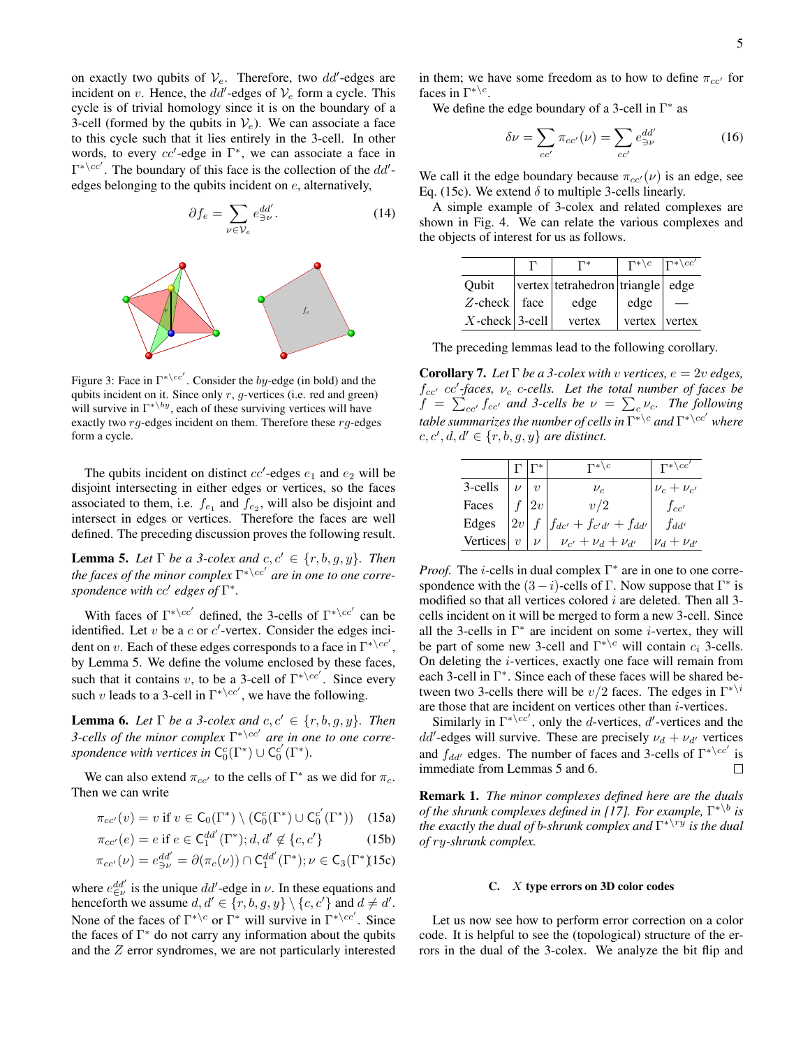on exactly two qubits of $\mathcal{V}_e$. Therefore, two $dd'$-edges are incident on $v$. Hence, the $dd'$-edges of $\mathcal{V}_e$ form a cycle. This cycle is of trivial homology since it is on the boundary of a 3-cell (formed by the qubits in $\mathcal{V}_e$). We can associate a face to this cycle such that it lies entirely in the 3-cell. In other words, to every $cc'$-edge in $\Gamma^*$, we can associate a face in $\Gamma^{*\backslash cc'}$. The boundary of this face is the collection of the $dd'$-edges belonging to the qubits incident on $e$, alternatively,

$$\partial f_e = \sum_{\nu \in \mathcal{V}_e} e^{dd'}_{\ni \nu}. \tag{14}$$

Figure 3: Face in $\Gamma^{*\backslash cc'}$. Consider the $by$-edge (in bold) and the qubits incident on it. Since only $r$, $g$-vertices (i.e. red and green) will survive in $\Gamma^{*\backslash by}$, each of these surviving vertices will have exactly two $rg$-edges incident on them. Therefore these $rg$-edges form a cycle.

The qubits incident on distinct $cc'$-edges $e_1$ and $e_2$ will be disjoint intersecting in either edges or vertices, so the faces associated to them, i.e. $f_{e_1}$ and $f_{e_2}$, will also be disjoint and intersect in edges or vertices. Therefore the faces are well defined. The preceding discussion proves the following result.

**Lemma 5.** *Let $\Gamma$ be a 3-colex and $c, c' \in \{r, b, g, y\}$. Then the faces of the minor complex $\Gamma^{*\backslash cc'}$ are in one to one correspondence with $cc'$ edges of $\Gamma^*$.*

With faces of $\Gamma^{*\backslash cc'}$ defined, the 3-cells of $\Gamma^{*\backslash cc'}$ can be identified. Let $v$ be a $c$ or $c'$-vertex. Consider the edges incident on $v$. Each of these edges corresponds to a face in $\Gamma^{*\backslash cc'}$, by Lemma 5. We define the volume enclosed by these faces, such that it contains $v$, to be a 3-cell of $\Gamma^{*\backslash cc'}$. Since every such $v$ leads to a 3-cell in $\Gamma^{*\backslash cc'}$, we have the following.

**Lemma 6.** *Let $\Gamma$ be a 3-colex and $c, c' \in \{r, b, g, y\}$. Then 3-cells of the minor complex $\Gamma^{*\backslash cc'}$ are in one to one correspondence with vertices in $\mathsf{C}_0^c(\Gamma^*) \cup \mathsf{C}_0^{c'}(\Gamma^*)$.*

We can also extend $\pi_{cc'}$ to the cells of $\Gamma^*$ as we did for $\pi_c$. Then we can write

$$\pi_{cc'}(v) = v \text{ if } v \in \mathsf{C}_0(\Gamma^*) \setminus (\mathsf{C}_0^c(\Gamma^*) \cup \mathsf{C}_0^{c'}(\Gamma^*)) \tag{15a}$$

$$\pi_{cc'}(e) = e \text{ if } e \in \mathsf{C}_1^{dd'}(\Gamma^*); d, d' \notin \{c, c'\} \tag{15b}$$

$$\pi_{cc'}(\nu) = e^{dd'}_{\ni\nu} = \partial(\pi_c(\nu)) \cap \mathsf{C}_1^{dd'}(\Gamma^*); \nu \in \mathsf{C}_3(\Gamma^*) \tag{15c}$$

where $e^{dd'}_{\in\nu}$ is the unique $dd'$-edge in $\nu$. In these equations and henceforth we assume $d, d' \in \{r, b, g, y\} \setminus \{c, c'\}$ and $d \neq d'$. None of the faces of $\Gamma^{*\backslash c}$ or $\Gamma^*$ will survive in $\Gamma^{*\backslash cc'}$. Since the faces of $\Gamma^*$ do not carry any information about the qubits and the $Z$ error syndromes, we are not particularly interested in them; we have some freedom as to how to define $\pi_{cc'}$ for faces in $\Gamma^{*\backslash c}$.

We define the edge boundary of a 3-cell in $\Gamma^*$ as

$$\delta\nu = \sum_{cc'} \pi_{cc'}(\nu) = \sum_{cc'} e^{dd'}_{\ni\nu} \tag{16}$$

We call it the edge boundary because $\pi_{cc'}(\nu)$ is an edge, see Eq. (15c). We extend $\delta$ to multiple 3-cells linearly.

A simple example of 3-colex and related complexes are shown in Fig. 4. We can relate the various complexes and the objects of interest for us as follows.

| | $\Gamma$ | $\Gamma^*$ | $\Gamma^{*\backslash c}$ | $\Gamma^{*\backslash cc'}$ |
|---|---|---|---|---|
| Qubit | vertex | tetrahedron | triangle | edge |
| $Z$-check | face | edge | edge | — |
| $X$-check | 3-cell | vertex | vertex | vertex |

The preceding lemmas lead to the following corollary.

**Corollary 7.** *Let $\Gamma$ be a 3-colex with $v$ vertices, $e = 2v$ edges, $f_{cc'}$ $cc'$-faces, $\nu_c$ $c$-cells. Let the total number of faces be $f = \sum_{cc'} f_{cc'}$ and 3-cells be $\nu = \sum_c \nu_c$. The following table summarizes the number of cells in $\Gamma^{*\backslash c}$ and $\Gamma^{*\backslash cc'}$ where $c, c', d, d' \in \{r, b, g, y\}$ are distinct.*

| | $\Gamma$ | $\Gamma^*$ | $\Gamma^{*\backslash c}$ | $\Gamma^{*\backslash cc'}$ |
|---|---|---|---|---|
| 3-cells | $\nu$ | $v$ | $\nu_c$ | $\nu_c + \nu_{c'}$ |
| Faces | $f$ | $2v$ | $v/2$ | $f_{cc'}$ |
| Edges | $2v$ | $f$ | $f_{dc'} + f_{c'd'} + f_{dd'}$ | $f_{dd'}$ |
| Vertices | $v$ | $\nu$ | $\nu_{c'} + \nu_d + \nu_{d'}$ | $\nu_d + \nu_{d'}$ |

*Proof.* The $i$-cells in dual complex $\Gamma^*$ are in one to one correspondence with the $(3-i)$-cells of $\Gamma$. Now suppose that $\Gamma^*$ is modified so that all vertices colored $i$ are deleted. Then all 3-cells incident on it will be merged to form a new 3-cell. Since all the 3-cells in $\Gamma^*$ are incident on some $i$-vertex, they will be part of some new 3-cell and $\Gamma^{*\backslash c}$ will contain $c_i$ 3-cells. On deleting the $i$-vertices, exactly one face will remain from each 3-cell in $\Gamma^*$. Since each of these faces will be shared between two 3-cells there will be $v/2$ faces. The edges in $\Gamma^{*\backslash i}$ are those that are incident on vertices other than $i$-vertices.

Similarly in $\Gamma^{*\backslash cc'}$, only the $d$-vertices, $d'$-vertices and the $dd'$-edges will survive. These are precisely $\nu_d + \nu_{d'}$ vertices and $f_{dd'}$ edges. The number of faces and 3-cells of $\Gamma^{*\backslash cc'}$ is immediate from Lemmas 5 and 6. $\square$

**Remark 1.** *The minor complexes defined here are the duals of the shrunk complexes defined in [17]. For example, $\Gamma^{*\backslash b}$ is the exactly the dual of $b$-shrunk complex and $\Gamma^{*\backslash ry}$ is the dual of $ry$-shrunk complex.*

### C. $X$ type errors on 3D color codes

Let us now see how to perform error correction on a color code. It is helpful to see the (topological) structure of the errors in the dual of the 3-colex. We analyze the bit flip and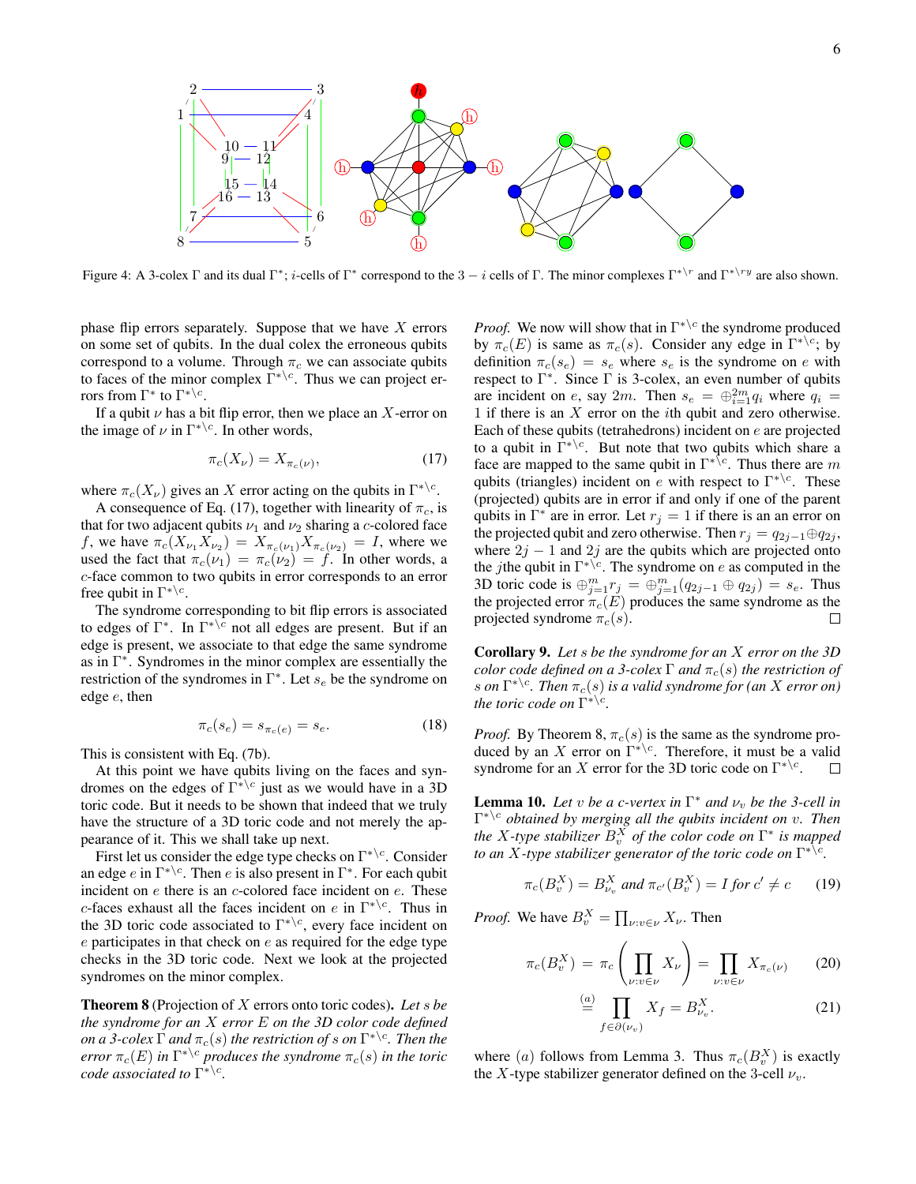Figure 4: A 3-colex $\Gamma$ and its dual $\Gamma^*$; $i$-cells of $\Gamma^*$ correspond to the $3-i$ cells of $\Gamma$. The minor complexes $\Gamma^{*\backslash r}$ and $\Gamma^{*\backslash ry}$ are also shown.

phase flip errors separately. Suppose that we have $X$ errors on some set of qubits. In the dual colex the erroneous qubits correspond to a volume. Through $\pi_c$ we can associate qubits to faces of the minor complex $\Gamma^{*\backslash c}$. Thus we can project errors from $\Gamma^*$ to $\Gamma^{*\backslash c}$.

If a qubit $\nu$ has a bit flip error, then we place an $X$-error on the image of $\nu$ in $\Gamma^{*\backslash c}$. In other words,

$$\pi_c(X_\nu) = X_{\pi_c(\nu)}, \tag{17}$$

where $\pi_c(X_\nu)$ gives an $X$ error acting on the qubits in $\Gamma^{*\backslash c}$.

A consequence of Eq. (17), together with linearity of $\pi_c$, is that for two adjacent qubits $\nu_1$ and $\nu_2$ sharing a $c$-colored face $f$, we have $\pi_c(X_{\nu_1}X_{\nu_2}) = X_{\pi_c(\nu_1)}X_{\pi_c(\nu_2)} = I$, where we used the fact that $\pi_c(\nu_1) = \pi_c(\nu_2) = f$. In other words, a $c$-face common to two qubits in error corresponds to an error free qubit in $\Gamma^{*\backslash c}$.

The syndrome corresponding to bit flip errors is associated to edges of $\Gamma^*$. In $\Gamma^{*\backslash c}$ not all edges are present. But if an edge is present, we associate to that edge the same syndrome as in $\Gamma^*$. Syndromes in the minor complex are essentially the restriction of the syndromes in $\Gamma^*$. Let $s_e$ be the syndrome on edge $e$, then

$$\pi_c(s_e) = s_{\pi_c(e)} = s_e. \tag{18}$$

This is consistent with Eq. (7b).

At this point we have qubits living on the faces and syndromes on the edges of $\Gamma^{*\backslash c}$ just as we would have in a 3D toric code. But it needs to be shown that indeed that we truly have the structure of a 3D toric code and not merely the appearance of it. This we shall take up next.

First let us consider the edge type checks on $\Gamma^{*\backslash c}$. Consider an edge $e$ in $\Gamma^{*\backslash c}$. Then $e$ is also present in $\Gamma^*$. For each qubit incident on $e$ there is an $c$-colored face incident on $e$. These $c$-faces exhaust all the faces incident on $e$ in $\Gamma^{*\backslash c}$. Thus in the 3D toric code associated to $\Gamma^{*\backslash c}$, every face incident on $e$ participates in that check on $e$ as required for the edge type checks in the 3D toric code. Next we look at the projected syndromes on the minor complex.

**Theorem 8** (Projection of $X$ errors onto toric codes)**.** *Let $s$ be the syndrome for an $X$ error $E$ on the 3D color code defined on a 3-colex $\Gamma$ and $\pi_c(s)$ the restriction of $s$ on $\Gamma^{*\backslash c}$. Then the error $\pi_c(E)$ in $\Gamma^{*\backslash c}$ produces the syndrome $\pi_c(s)$ in the toric code associated to $\Gamma^{*\backslash c}$.*

*Proof.* We now will show that in $\Gamma^{*\backslash c}$ the syndrome produced by $\pi_c(E)$ is same as $\pi_c(s)$. Consider any edge in $\Gamma^{*\backslash c}$; by definition $\pi_c(s_e) = s_e$ where $s_e$ is the syndrome on $e$ with respect to $\Gamma^*$. Since $\Gamma$ is 3-colex, an even number of qubits are incident on $e$, say $2m$. Then $s_e = \oplus_{i=1}^{2m} q_i$ where $q_i = 1$ if there is an $X$ error on the $i$th qubit and zero otherwise. Each of these qubits (tetrahedrons) incident on $e$ are projected to a qubit in $\Gamma^{*\backslash c}$. But note that two qubits which share a face are mapped to the same qubit in $\Gamma^{*\backslash c}$. Thus there are $m$ qubits (triangles) incident on $e$ with respect to $\Gamma^{*\backslash c}$. These (projected) qubits are in error if and only if one of the parent qubits in $\Gamma^*$ are in error. Let $r_j = 1$ if there is an error on the projected qubit and zero otherwise. Then $r_j = q_{2j-1} \oplus q_{2j}$, where $2j-1$ and $2j$ are the qubits which are projected onto the $j$the qubit in $\Gamma^{*\backslash c}$. The syndrome on $e$ as computed in the 3D toric code is $\oplus_{j=1}^m r_j = \oplus_{j=1}^m (q_{2j-1} \oplus q_{2j}) = s_e$. Thus the projected error $\pi_c(E)$ produces the same syndrome as the projected syndrome $\pi_c(s)$. $\square$

**Corollary 9.** *Let $s$ be the syndrome for an $X$ error on the 3D color code defined on a 3-colex $\Gamma$ and $\pi_c(s)$ the restriction of $s$ on $\Gamma^{*\backslash c}$. Then $\pi_c(s)$ is a valid syndrome for (an $X$ error on) the toric code on $\Gamma^{*\backslash c}$.*

*Proof.* By Theorem 8, $\pi_c(s)$ is the same as the syndrome produced by an $X$ error on $\Gamma^{*\backslash c}$. Therefore, it must be a valid syndrome for an $X$ error for the 3D toric code on $\Gamma^{*\backslash c}$. $\square$

**Lemma 10.** *Let $v$ be a $c$-vertex in $\Gamma^*$ and $\nu_v$ be the 3-cell in $\Gamma^{*\backslash c}$ obtained by merging all the qubits incident on $v$. Then the $X$-type stabilizer $B_v^X$ of the color code on $\Gamma^*$ is mapped to an $X$-type stabilizer generator of the toric code on $\Gamma^{*\backslash c}$.*

$$\pi_c(B_v^X) = B_{\nu_v}^X \text{ and } \pi_{c'}(B_v^X) = I \text{ for } c' \neq c \tag{19}$$

*Proof.* We have $B_v^X = \prod_{\nu: v\in\nu} X_\nu$. Then

$$\pi_c(B_v^X) = \pi_c\left(\prod_{\nu:v\in\nu} X_\nu\right) = \prod_{\nu:v\in\nu} X_{\pi_c(\nu)} \tag{20}$$

$$\stackrel{(a)}{=} \prod_{f\in\partial(\nu_v)} X_f = B_{\nu_v}^X. \tag{21}$$

where $(a)$ follows from Lemma 3. Thus $\pi_c(B_v^X)$ is exactly the $X$-type stabilizer generator defined on the 3-cell $\nu_v$.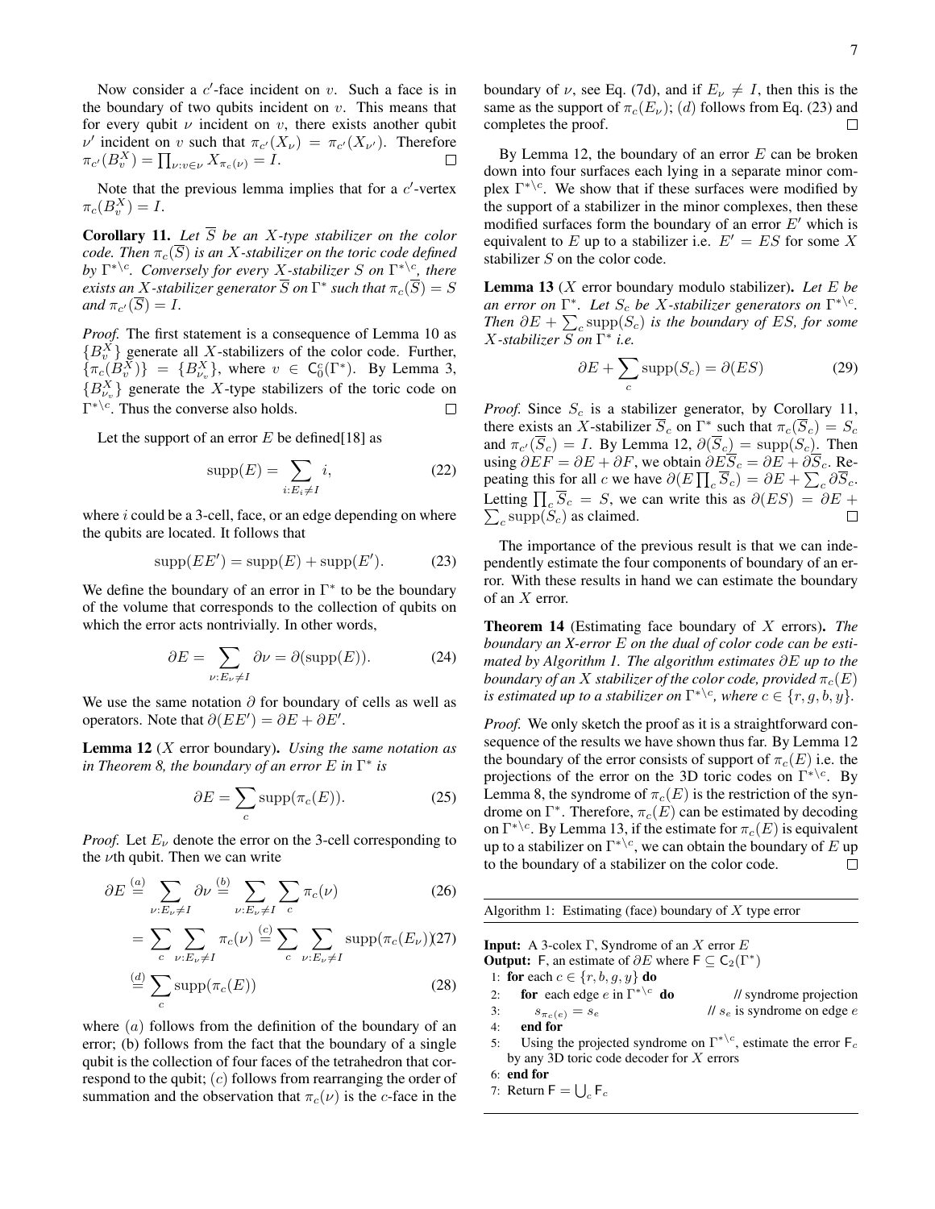Now consider a $c'$-face incident on $v$. Such a face is in the boundary of two qubits incident on $v$. This means that for every qubit $\nu$ incident on $v$, there exists another qubit $\nu'$ incident on $v$ such that $\pi_{c'}(X_\nu) = \pi_{c'}(X_{\nu'})$. Therefore $\pi_{c'}(B_v^X) = \prod_{\nu: v\in\nu} X_{\pi_c(\nu)} = I$. $\square$

Note that the previous lemma implies that for a $c'$-vertex $\pi_c(B_v^X) = I$.

**Corollary 11.** *Let $\overline{S}$ be an $X$-type stabilizer on the color code. Then $\pi_c(\overline{S})$ is an $X$-stabilizer on the toric code defined by $\Gamma^{*\setminus c}$. Conversely for every $X$-stabilizer $S$ on $\Gamma^{*\setminus c}$, there exists an $X$-stabilizer generator $\overline{S}$ on $\Gamma^*$ such that $\pi_c(\overline{S}) = S$ and $\pi_{c'}(\overline{S}) = I$.*

*Proof.* The first statement is a consequence of Lemma 10 as $\{B_v^X\}$ generate all $X$-stabilizers of the color code. Further, $\{\pi_c(B_v^X)\} = \{B_{\nu_v}^X\}$, where $v \in \mathsf{C}_0^c(\Gamma^*)$. By Lemma 3, $\{B_{\nu_v}^X\}$ generate the $X$-type stabilizers of the toric code on $\Gamma^{*\setminus c}$. Thus the converse also holds. $\square$

Let the support of an error $E$ be defined[18] as

$$\mathrm{supp}(E) = \sum_{i: E_i \neq I} i, \tag{22}$$

where $i$ could be a 3-cell, face, or an edge depending on where the qubits are located. It follows that

$$\mathrm{supp}(EE') = \mathrm{supp}(E) + \mathrm{supp}(E'). \tag{23}$$

We define the boundary of an error in $\Gamma^*$ to be the boundary of the volume that corresponds to the collection of qubits on which the error acts nontrivially. In other words,

$$\partial E = \sum_{\nu: E_\nu \neq I} \partial\nu = \partial(\mathrm{supp}(E)). \tag{24}$$

We use the same notation $\partial$ for boundary of cells as well as operators. Note that $\partial(EE') = \partial E + \partial E'$.

**Lemma 12** ($X$ error boundary)**.** *Using the same notation as in Theorem 8, the boundary of an error $E$ in $\Gamma^*$ is*

$$\partial E = \sum_c \mathrm{supp}(\pi_c(E)). \tag{25}$$

*Proof.* Let $E_\nu$ denote the error on the 3-cell corresponding to the $\nu$th qubit. Then we can write

$$\partial E \overset{(a)}{=} \sum_{\nu: E_\nu \neq I} \partial\nu \overset{(b)}{=} \sum_{\nu: E_\nu \neq I} \sum_c \pi_c(\nu) \tag{26}$$

$$= \sum_c \sum_{\nu: E_\nu \neq I} \pi_c(\nu) \overset{(c)}{=} \sum_c \sum_{\nu: E_\nu \neq I} \mathrm{supp}(\pi_c(E_\nu)) \tag{27}$$

$$\overset{(d)}{=} \sum_c \mathrm{supp}(\pi_c(E)) \tag{28}$$

where $(a)$ follows from the definition of the boundary of an error; (b) follows from the fact that the boundary of a single qubit is the collection of four faces of the tetrahedron that correspond to the qubit; $(c)$ follows from rearranging the order of summation and the observation that $\pi_c(\nu)$ is the $c$-face in the boundary of $\nu$, see Eq. (7d), and if $E_\nu \neq I$, then this is the same as the support of $\pi_c(E_\nu)$; $(d)$ follows from Eq. (23) and completes the proof. $\square$

By Lemma 12, the boundary of an error $E$ can be broken down into four surfaces each lying in a separate minor complex $\Gamma^{*\setminus c}$. We show that if these surfaces were modified by the support of a stabilizer in the minor complexes, then these modified surfaces form the boundary of an error $E'$ which is equivalent to $E$ up to a stabilizer i.e. $E' = ES$ for some $X$ stabilizer $S$ on the color code.

**Lemma 13** ($X$ error boundary modulo stabilizer)**.** *Let $E$ be an error on $\Gamma^*$. Let $S_c$ be $X$-stabilizer generators on $\Gamma^{*\setminus c}$. Then $\partial E + \sum_c \mathrm{supp}(S_c)$ is the boundary of $ES$, for some $X$-stabilizer $S$ on $\Gamma^*$ i.e.*

$$\partial E + \sum_c \mathrm{supp}(S_c) = \partial(ES) \tag{29}$$

*Proof.* Since $S_c$ is a stabilizer generator, by Corollary 11, there exists an $X$-stabilizer $\overline{S}_c$ on $\Gamma^*$ such that $\pi_c(\overline{S}_c) = S_c$ and $\pi_{c'}(\overline{S}_c) = I$. By Lemma 12, $\partial(\overline{S}_c) = \mathrm{supp}(S_c)$. Then using $\partial EF = \partial E + \partial F$, we obtain $\partial E\overline{S}_c = \partial E + \partial\overline{S}_c$. Repeating this for all $c$ we have $\partial(E\prod_c \overline{S}_c) = \partial E + \sum_c \partial\overline{S}_c$. Letting $\prod_c \overline{S}_c = S$, we can write this as $\partial(ES) = \partial E + \sum_c \mathrm{supp}(S_c)$ as claimed. $\square$

The importance of the previous result is that we can independently estimate the four components of boundary of an error. With these results in hand we can estimate the boundary of an $X$ error.

**Theorem 14** (Estimating face boundary of $X$ errors)**.** *The boundary an X-error $E$ on the dual of color code can be estimated by Algorithm 1. The algorithm estimates $\partial E$ up to the boundary of an $X$ stabilizer of the color code, provided $\pi_c(E)$ is estimated up to a stabilizer on $\Gamma^{*\setminus c}$, where $c \in \{r, g, b, y\}$.*

*Proof.* We only sketch the proof as it is a straightforward consequence of the results we have shown thus far. By Lemma 12 the boundary of the error consists of support of $\pi_c(E)$ i.e. the projections of the error on the 3D toric codes on $\Gamma^{*\setminus c}$. By Lemma 8, the syndrome of $\pi_c(E)$ is the restriction of the syndrome on $\Gamma^*$. Therefore, $\pi_c(E)$ can be estimated by decoding on $\Gamma^{*\setminus c}$. By Lemma 13, if the estimate for $\pi_c(E)$ is equivalent up to a stabilizer on $\Gamma^{*\setminus c}$, we can obtain the boundary of $E$ up to the boundary of a stabilizer on the color code. $\square$

---

Algorithm 1: Estimating (face) boundary of $X$ type error

---

**Input:** A 3-colex $\Gamma$, Syndrome of an $X$ error $E$
**Output:** $\mathsf{F}$, an estimate of $\partial E$ where $\mathsf{F} \subseteq \mathsf{C}_2(\Gamma^*)$

1: **for** each $c \in \{r, b, g, y\}$ **do**
2: &nbsp;&nbsp;&nbsp;&nbsp;**for** each edge $e$ in $\Gamma^{*\setminus c}$ **do** &nbsp;&nbsp;&nbsp;&nbsp;// syndrome projection
3: &nbsp;&nbsp;&nbsp;&nbsp;&nbsp;&nbsp;&nbsp;&nbsp;$s_{\pi_c(e)} = s_e$ &nbsp;&nbsp;&nbsp;&nbsp;// $s_e$ is syndrome on edge $e$
4: &nbsp;&nbsp;&nbsp;&nbsp;**end for**
5: &nbsp;&nbsp;&nbsp;&nbsp;Using the projected syndrome on $\Gamma^{*\setminus c}$, estimate the error $\mathsf{F}_c$ by any 3D toric code decoder for $X$ errors
6: **end for**
7: Return $\mathsf{F} = \bigcup_c \mathsf{F}_c$

---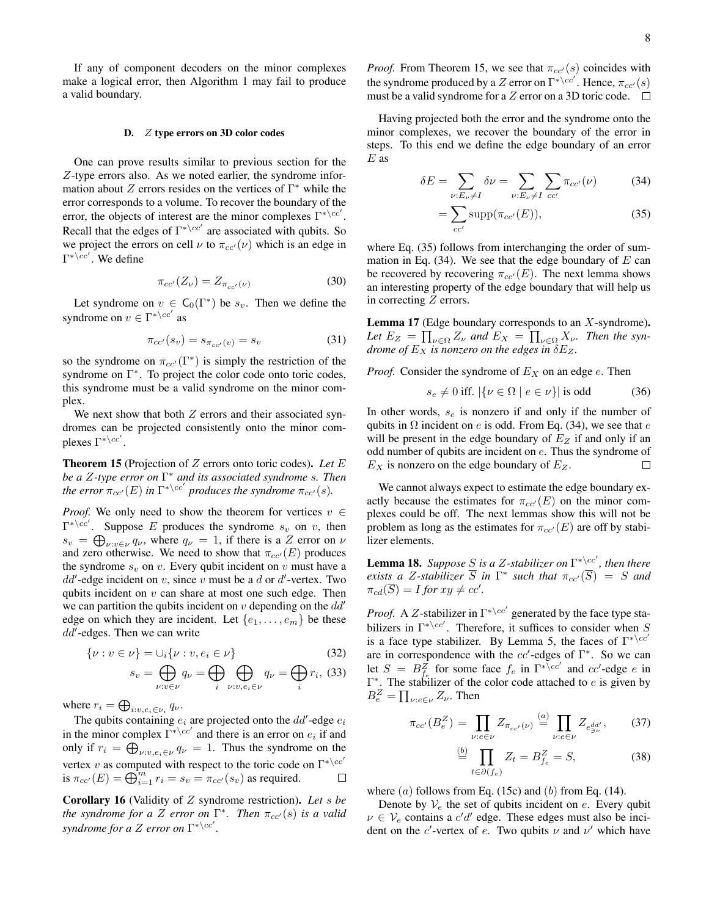If any of component decoders on the minor complexes make a logical error, then Algorithm 1 may fail to produce a valid boundary.

#### D. $Z$ type errors on 3D color codes

One can prove results similar to previous section for the $Z$-type errors also. As we noted earlier, the syndrome information about $Z$ errors resides on the vertices of $\Gamma^*$ while the error corresponds to a volume. To recover the boundary of the error, the objects of interest are the minor complexes $\Gamma^{*\backslash cc'}$. Recall that the edges of $\Gamma^{*\backslash cc'}$ are associated with qubits. So we project the errors on cell $\nu$ to $\pi_{cc'}(\nu)$ which is an edge in $\Gamma^{*\backslash cc'}$. We define

$$\pi_{cc'}(Z_\nu) = Z_{\pi_{cc'}(\nu)} \tag{30}$$

Let syndrome on $v \in \mathsf{C}_0(\Gamma^*)$ be $s_v$. Then we define the syndrome on $v \in \Gamma^{*\backslash cc'}$ as

$$\pi_{cc'}(s_v) = s_{\pi_{cc'}(v)} = s_v \tag{31}$$

so the syndrome on $\pi_{cc'}(\Gamma^*)$ is simply the restriction of the syndrome on $\Gamma^*$. To project the color code onto toric codes, this syndrome must be a valid syndrome on the minor complex.

We next show that both $Z$ errors and their associated syndromes can be projected consistently onto the minor complexes $\Gamma^{*\backslash cc'}$.

**Theorem 15** (Projection of $Z$ errors onto toric codes)**.** *Let $E$ be a $Z$-type error on $\Gamma^*$ and its associated syndrome $s$. Then the error $\pi_{cc'}(E)$ in $\Gamma^{*\backslash cc'}$ produces the syndrome $\pi_{cc'}(s)$.*

*Proof.* We only need to show the theorem for vertices $v \in \Gamma^{*\backslash cc'}$. Suppose $E$ produces the syndrome $s_v$ on $v$, then $s_v = \bigoplus_{\nu: v\in\nu} q_\nu$, where $q_\nu = 1$, if there is a $Z$ error on $\nu$ and zero otherwise. We need to show that $\pi_{cc'}(E)$ produces the syndrome $s_v$ on $v$. Every qubit incident on $v$ must have a $dd'$-edge incident on $v$, since $v$ must be a $d$ or $d'$-vertex. Two qubits incident on $v$ can share at most one such edge. Then we can partition the qubits incident on $v$ depending on the $dd'$ edge on which they are incident. Let $\{e_1, \ldots, e_m\}$ be these $dd'$-edges. Then we can write

$$\{\nu : v \in \nu\} = \cup_i \{\nu : v, e_i \in \nu\} \tag{32}$$

$$s_v = \bigoplus_{\nu: v\in\nu} q_\nu = \bigoplus_i \bigoplus_{\nu: v, e_i\in\nu} q_\nu = \bigoplus_i r_i, \tag{33}$$

where $r_i = \bigoplus_{i: v, e_i \in \nu_i} q_\nu$.

The qubits containing $e_i$ are projected onto the $dd'$-edge $e_i$ in the minor complex $\Gamma^{*\backslash cc'}$ and there is an error on $e_i$ if and only if $r_i = \bigoplus_{\nu: v, e_i\in\nu} q_\nu = 1$. Thus the syndrome on the vertex $v$ as computed with respect to the toric code on $\Gamma^{*\backslash cc'}$ is $\pi_{cc'}(E) = \bigoplus_{i=1}^m r_i = s_v = \pi_{cc'}(s_v)$ as required. $\square$

**Corollary 16** (Validity of $Z$ syndrome restriction)**.** *Let $s$ be the syndrome for a $Z$ error on $\Gamma^*$. Then $\pi_{cc'}(s)$ is a valid syndrome for a $Z$ error on $\Gamma^{*\backslash cc'}$.*

*Proof.* From Theorem 15, we see that $\pi_{cc'}(s)$ coincides with the syndrome produced by a $Z$ error on $\Gamma^{*\backslash cc'}$. Hence, $\pi_{cc'}(s)$ must be a valid syndrome for a $Z$ error on a 3D toric code. $\square$

Having projected both the error and the syndrome onto the minor complexes, we recover the boundary of the error in steps. To this end we define the edge boundary of an error $E$ as

$$\delta E = \sum_{\nu: E_\nu \neq I} \delta\nu = \sum_{\nu: E_\nu \neq I} \sum_{cc'} \pi_{cc'}(\nu) \tag{34}$$

$$= \sum_{cc'} \mathrm{supp}(\pi_{cc'}(E)), \tag{35}$$

where Eq. (35) follows from interchanging the order of summation in Eq. (34). We see that the edge boundary of $E$ can be recovered by recovering $\pi_{cc'}(E)$. The next lemma shows an interesting property of the edge boundary that will help us in correcting $Z$ errors.

**Lemma 17** (Edge boundary corresponds to an $X$-syndrome)**.** *Let $E_Z = \prod_{\nu\in\Omega} Z_\nu$ and $E_X = \prod_{\nu\in\Omega} X_\nu$. Then the syndrome of $E_X$ is nonzero on the edges in $\delta E_Z$.*

*Proof.* Consider the syndrome of $E_X$ on an edge $e$. Then

$$s_e \neq 0 \text{ iff. } |\{\nu \in \Omega \mid e \in \nu\}| \text{ is odd} \tag{36}$$

In other words, $s_e$ is nonzero if and only if the number of qubits in $\Omega$ incident on $e$ is odd. From Eq. (34), we see that $e$ will be present in the edge boundary of $E_Z$ if and only if an odd number of qubits are incident on $e$. Thus the syndrome of $E_X$ is nonzero on the edge boundary of $E_Z$. $\square$

We cannot always expect to estimate the edge boundary exactly because the estimates for $\pi_{cc'}(E)$ on the minor complexes could be off. The next lemmas show this will not be problem as long as the estimates for $\pi_{cc'}(E)$ are off by stabilizer elements.

**Lemma 18.** *Suppose $S$ is a $Z$-stabilizer on $\Gamma^{*\backslash cc'}$, then there exists a $Z$-stabilizer $\overline{S}$ in $\Gamma^*$ such that $\pi_{cc'}(\overline{S}) = S$ and $\pi_{cd}(\overline{S}) = I$ for $xy \neq cc'$.*

*Proof.* A $Z$-stabilizer in $\Gamma^{*\backslash cc'}$ generated by the face type stabilizers in $\Gamma^{*\backslash cc'}$. Therefore, it suffices to consider when $S$ is a face type stabilizer. By Lemma 5, the faces of $\Gamma^{*\backslash cc'}$ are in correspondence with the $cc'$-edges of $\Gamma^*$. So we can let $S = B^Z_{f_e}$ for some face $f_e$ in $\Gamma^{*\backslash cc'}$ and $cc'$-edge $e$ in $\Gamma^*$. The stabilizer of the color code attached to $e$ is given by $B^Z_e = \prod_{\nu: e\in\nu} Z_\nu$. Then

$$\pi_{cc'}(B^Z_e) = \prod_{\nu: e\in\nu} Z_{\pi_{cc'}(\nu)} \overset{(a)}{=} \prod_{\nu: e\in\nu} Z_{e^{dd'}_{\ni\nu}}, \tag{37}$$

$$\overset{(b)}{=} \prod_{t\in\partial(f_e)} Z_t = B^Z_{f_e} = S, \tag{38}$$

where $(a)$ follows from Eq. (15c) and $(b)$ from Eq. (14).

Denote by $\mathcal{V}_e$ the set of qubits incident on $e$. Every qubit $\nu \in \mathcal{V}_e$ contains a $c'd'$ edge. These edges must also be incident on the $c'$-vertex of $e$. Two qubits $\nu$ and $\nu'$ which have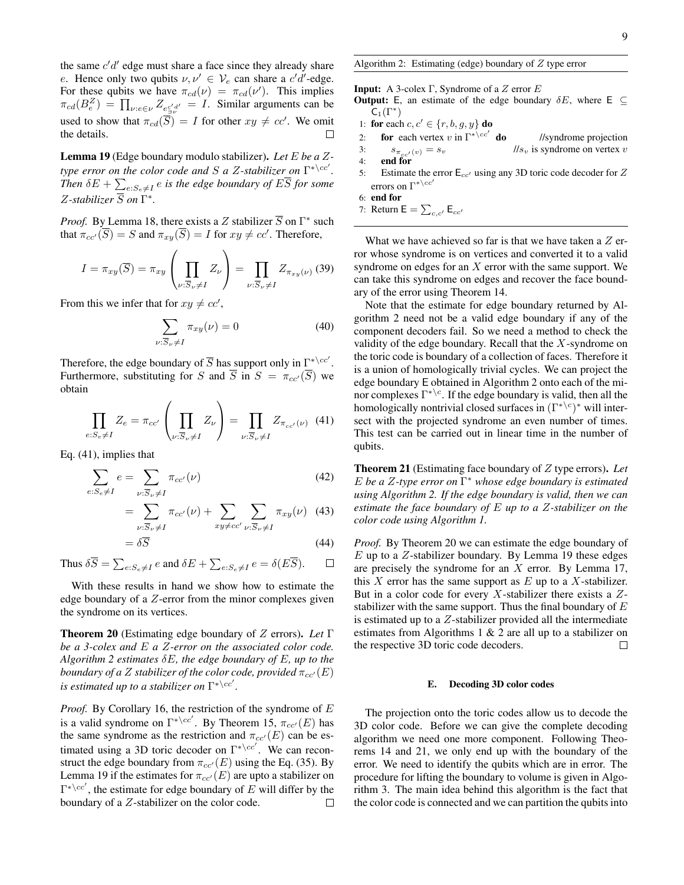the same $c'd'$ edge must share a face since they already share $e$. Hence only two qubits $\nu, \nu' \in \mathcal{V}_e$ can share a $c'd'$-edge. For these qubits we have $\pi_{cd}(\nu) = \pi_{cd}(\nu')$. This implies $\pi_{cd}(B_e^Z) = \prod_{\nu: e\in\nu} Z_{e^{c'd'}_{\ni\nu}} = I$. Similar arguments can be used to show that $\pi_{cd}(\overline{S}) = I$ for other $xy \neq cc'$. We omit the details. □

**Lemma 19** (Edge boundary modulo stabilizer)**.** *Let $E$ be a $Z$-type error on the color code and $S$ a $Z$-stabilizer on $\Gamma^{*\backslash cc'}$. Then $\delta E + \sum_{e:S_e\neq I} e$ is the edge boundary of $E\overline{S}$ for some $Z$-stabilizer $\overline{S}$ on $\Gamma^*$.*

*Proof.* By Lemma 18, there exists a $Z$ stabilizer $\overline{S}$ on $\Gamma^*$ such that $\pi_{cc'}(\overline{S}) = S$ and $\pi_{xy}(\overline{S}) = I$ for $xy \neq cc'$. Therefore,

$$I = \pi_{xy}(\overline{S}) = \pi_{xy}\left(\prod_{\nu:\overline{S}_\nu\neq I} Z_\nu\right) = \prod_{\nu:\overline{S}_\nu\neq I} Z_{\pi_{xy}(\nu)} \quad (39)$$

From this we infer that for $xy \neq cc'$,

$$\sum_{\nu:\overline{S}_\nu\neq I} \pi_{xy}(\nu) = 0 \quad (40)$$

Therefore, the edge boundary of $\overline{S}$ has support only in $\Gamma^{*\backslash cc'}$. Furthermore, substituting for $S$ and $\overline{S}$ in $S = \pi_{cc'}(\overline{S})$ we obtain

$$\prod_{e:S_e\neq I} Z_e = \pi_{cc'}\left(\prod_{\nu:\overline{S}_\nu\neq I} Z_\nu\right) = \prod_{\nu:\overline{S}_\nu\neq I} Z_{\pi_{cc'}(\nu)} \quad (41)$$

Eq. (41), implies that

$$\sum_{e:S_e\neq I} e = \sum_{\nu:\overline{S}_\nu\neq I} \pi_{cc'}(\nu) \quad (42)$$

$$= \sum_{\nu:\overline{S}_\nu\neq I} \pi_{cc'}(\nu) + \sum_{xy\neq cc'}\sum_{\nu:\overline{S}_\nu\neq I} \pi_{xy}(\nu) \quad (43)$$

$$= \delta\overline{S} \quad (44)$$

Thus $\delta\overline{S} = \sum_{e:S_e\neq I} e$ and $\delta E + \sum_{e:S_e\neq I} e = \delta(E\overline{S})$. □

With these results in hand we show how to estimate the edge boundary of a $Z$-error from the minor complexes given the syndrome on its vertices.

**Theorem 20** (Estimating edge boundary of $Z$ errors)**.** *Let $\Gamma$ be a 3-colex and $E$ a $Z$-error on the associated color code. Algorithm 2 estimates $\delta E$, the edge boundary of $E$, up to the boundary of a $Z$ stabilizer of the color code, provided $\pi_{cc'}(E)$ is estimated up to a stabilizer on $\Gamma^{*\backslash cc'}$.*

*Proof.* By Corollary 16, the restriction of the syndrome of $E$ is a valid syndrome on $\Gamma^{*\backslash cc'}$. By Theorem 15, $\pi_{cc'}(E)$ has the same syndrome as the restriction and $\pi_{cc'}(E)$ can be estimated using a 3D toric decoder on $\Gamma^{*\backslash cc'}$. We can reconstruct the edge boundary from $\pi_{cc'}(E)$ using the Eq. (35). By Lemma 19 if the estimates for $\pi_{cc'}(E)$ are upto a stabilizer on $\Gamma^{*\backslash cc'}$, the estimate for edge boundary of $E$ will differ by the boundary of a $Z$-stabilizer on the color code. □

---

Algorithm 2: Estimating (edge) boundary of $Z$ type error

**Input:** A 3-colex $\Gamma$, Syndrome of a $Z$ error $E$
**Output:** $\mathsf{E}$, an estimate of the edge boundary $\delta E$, where $\mathsf{E} \subseteq \mathsf{C}_1(\Gamma^*)$

```
1: for each c, c' ∈ {r, b, g, y} do
2:     for each vertex v in Γ*\cc' do          //syndrome projection
3:         s_{π_cc'(v)} = s_v                  //s_v is syndrome on vertex v
4:     end for
5:     Estimate the error E_cc' using any 3D toric code decoder for Z
       errors on Γ*\cc'
6: end for
7: Return E = Σ_{c,c'} E_cc'
```

---

What we have achieved so far is that we have taken a $Z$ error whose syndrome is on vertices and converted it to a valid syndrome on edges for an $X$ error with the same support. We can take this syndrome on edges and recover the face boundary of the error using Theorem 14.

Note that the estimate for edge boundary returned by Algorithm 2 need not be a valid edge boundary if any of the component decoders fail. So we need a method to check the validity of the edge boundary. Recall that the $X$-syndrome on the toric code is boundary of a collection of faces. Therefore it is a union of homologically trivial cycles. We can project the edge boundary $\mathsf{E}$ obtained in Algorithm 2 onto each of the minor complexes $\Gamma^{*\backslash c}$. If the edge boundary is valid, then all the homologically nontrivial closed surfaces in $(\Gamma^{*\backslash c})^*$ will intersect with the projected syndrome an even number of times. This test can be carried out in linear time in the number of qubits.

**Theorem 21** (Estimating face boundary of $Z$ type errors)**.** *Let $E$ be a $Z$-type error on $\Gamma^*$ whose edge boundary is estimated using Algorithm 2. If the edge boundary is valid, then we can estimate the face boundary of $E$ up to a $Z$-stabilizer on the color code using Algorithm 1.*

*Proof.* By Theorem 20 we can estimate the edge boundary of $E$ up to a $Z$-stabilizer boundary. By Lemma 19 these edges are precisely the syndrome for an $X$ error. By Lemma 17, this $X$ error has the same support as $E$ up to a $X$-stabilizer. But in a color code for every $X$-stabilizer there exists a $Z$-stabilizer with the same support. Thus the final boundary of $E$ is estimated up to a $Z$-stabilizer provided all the intermediate estimates from Algorithms 1 & 2 are all up to a stabilizer on the respective 3D toric code decoders. □

### E. Decoding 3D color codes

The projection onto the toric codes allow us to decode the 3D color code. Before we can give the complete decoding algorithm we need one more component. Following Theorems 14 and 21, we only end up with the boundary of the error. We need to identify the qubits which are in error. The procedure for lifting the boundary to volume is given in Algorithm 3. The main idea behind this algorithm is the fact that the color code is connected and we can partition the qubits into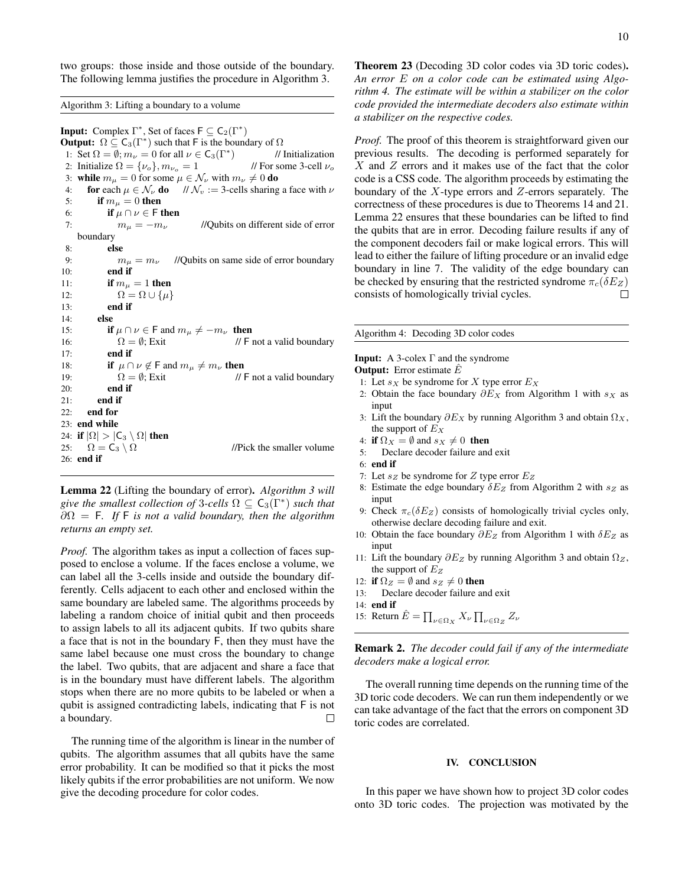two groups: those inside and those outside of the boundary. The following lemma justifies the procedure in Algorithm 3.

---

Algorithm 3: Lifting a boundary to a volume

---

**Input:** Complex $\Gamma^*$, Set of faces $\mathsf{F} \subseteq \mathsf{C}_2(\Gamma^*)$
**Output:** $\Omega \subseteq \mathsf{C}_3(\Gamma^*)$ such that $\mathsf{F}$ is the boundary of $\Omega$

```
1: Set Ω = ∅; m_ν = 0 for all ν ∈ C_3(Γ*)            // Initialization
2: Initialize Ω = {ν_o}, m_{ν_o} = 1                  // For some 3-cell ν_o
3: while m_μ = 0 for some μ ∈ N_ν with m_ν ≠ 0 do
4:    for each μ ∈ N_ν do    // N_v := 3-cells sharing a face with ν
5:       if m_μ = 0 then
6:          if μ ∩ ν ∈ F then
7:             m_μ = −m_ν        //Qubits on different side of error boundary
8:          else
9:             m_μ = m_ν     //Qubits on same side of error boundary
10:         end if
11:         if m_μ = 1 then
12:            Ω = Ω ∪ {μ}
13:         end if
14:      else
15:         if μ ∩ ν ∈ F and m_μ ≠ −m_ν then
16:            Ω = ∅; Exit                  // F not a valid boundary
17:         end if
18:         if μ ∩ ν ∉ F and m_μ ≠ m_ν then
19:            Ω = ∅; Exit                  // F not a valid boundary
20:         end if
21:      end if
22:   end for
23: end while
24: if |Ω| > |C_3 \ Ω| then
25:    Ω = C_3 \ Ω                          //Pick the smaller volume
26: end if
```

---

**Lemma 22** (Lifting the boundary of error). *Algorithm 3 will give the smallest collection of 3-cells $\Omega \subseteq \mathsf{C}_3(\Gamma^*)$ such that $\partial\Omega = \mathsf{F}$. If $\mathsf{F}$ is not a valid boundary, then the algorithm returns an empty set.*

*Proof.* The algorithm takes as input a collection of faces supposed to enclose a volume. If the faces enclose a volume, we can label all the 3-cells inside and outside the boundary differently. Cells adjacent to each other and enclosed within the same boundary are labeled same. The algorithms proceeds by labeling a random choice of initial qubit and then proceeds to assign labels to all its adjacent qubits. If two qubits share a face that is not in the boundary $\mathsf{F}$, then they must have the same label because one must cross the boundary to change the label. Two qubits, that are adjacent and share a face that is in the boundary must have different labels. The algorithm stops when there are no more qubits to be labeled or when a qubit is assigned contradicting labels, indicating that $\mathsf{F}$ is not a boundary. □

The running time of the algorithm is linear in the number of qubits. The algorithm assumes that all qubits have the same error probability. It can be modified so that it picks the most likely qubits if the error probabilities are not uniform. We now give the decoding procedure for color codes.

**Theorem 23** (Decoding 3D color codes via 3D toric codes). *An error $E$ on a color code can be estimated using Algorithm 4. The estimate will be within a stabilizer on the color code provided the intermediate decoders also estimate within a stabilizer on the respective codes.*

*Proof.* The proof of this theorem is straightforward given our previous results. The decoding is performed separately for $X$ and $Z$ errors and it makes use of the fact that the color code is a CSS code. The algorithm proceeds by estimating the boundary of the $X$-type errors and $Z$-errors separately. The correctness of these procedures is due to Theorems 14 and 21. Lemma 22 ensures that these boundaries can be lifted to find the qubits that are in error. Decoding failure results if any of the component decoders fail or make logical errors. This will lead to either the failure of lifting procedure or an invalid edge boundary in line 7. The validity of the edge boundary can be checked by ensuring that the restricted syndrome $\pi_c(\delta E_Z)$ consists of homologically trivial cycles. □

---

Algorithm 4: Decoding 3D color codes

---

**Input:** A 3-colex $\Gamma$ and the syndrome
**Output:** Error estimate $\hat{E}$

1: Let $s_X$ be syndrome for $X$ type error $E_X$
2: Obtain the face boundary $\partial E_X$ from Algorithm 1 with $s_X$ as input
3: Lift the boundary $\partial E_X$ by running Algorithm 3 and obtain $\Omega_X$, the support of $E_X$
4: **if** $\Omega_X = \emptyset$ and $s_X \neq 0$ **then**
5: Declare decoder failure and exit
6: **end if**
7: Let $s_Z$ be syndrome for $Z$ type error $E_Z$
8: Estimate the edge boundary $\delta E_Z$ from Algorithm 2 with $s_Z$ as input
9: Check $\pi_c(\delta E_Z)$ consists of homologically trivial cycles only, otherwise declare decoding failure and exit.
10: Obtain the face boundary $\partial E_Z$ from Algorithm 1 with $\delta E_Z$ as input
11: Lift the boundary $\partial E_Z$ by running Algorithm 3 and obtain $\Omega_Z$, the support of $E_Z$
12: **if** $\Omega_Z = \emptyset$ and $s_Z \neq 0$ **then**
13: Declare decoder failure and exit
14: **end if**
15: Return $\hat{E} = \prod_{\nu \in \Omega_X} X_\nu \prod_{\nu \in \Omega_Z} Z_\nu$

---

**Remark 2.** *The decoder could fail if any of the intermediate decoders make a logical error.*

The overall running time depends on the running time of the 3D toric code decoders. We can run them independently or we can take advantage of the fact that the errors on component 3D toric codes are correlated.

## IV. CONCLUSION

In this paper we have shown how to project 3D color codes onto 3D toric codes. The projection was motivated by the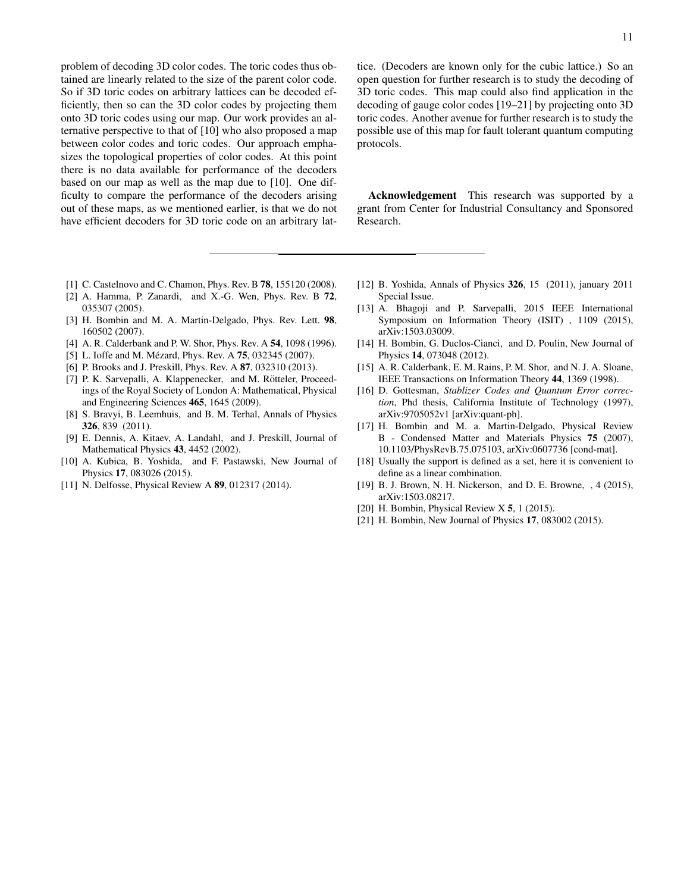problem of decoding 3D color codes. The toric codes thus obtained are linearly related to the size of the parent color code. So if 3D toric codes on arbitrary lattices can be decoded efficiently, then so can the 3D color codes by projecting them onto 3D toric codes using our map. Our work provides an alternative perspective to that of [10] who also proposed a map between color codes and toric codes. Our approach emphasizes the topological properties of color codes. At this point there is no data available for performance of the decoders based on our map as well as the map due to [10]. One difficulty to compare the performance of the decoders arising out of these maps, as we mentioned earlier, is that we do not have efficient decoders for 3D toric code on an arbitrary lattice. (Decoders are known only for the cubic lattice.) So an open question for further research is to study the decoding of 3D toric codes. This map could also find application in the decoding of gauge color codes [19–21] by projecting onto 3D toric codes. Another avenue for further research is to study the possible use of this map for fault tolerant quantum computing protocols.

**Acknowledgement** This research was supported by a grant from Center for Industrial Consultancy and Sponsored Research.

---

[1] C. Castelnovo and C. Chamon, Phys. Rev. B **78**, 155120 (2008).
[2] A. Hamma, P. Zanardi, and X.-G. Wen, Phys. Rev. B **72**, 035307 (2005).
[3] H. Bombin and M. A. Martin-Delgado, Phys. Rev. Lett. **98**, 160502 (2007).
[4] A. R. Calderbank and P. W. Shor, Phys. Rev. A **54**, 1098 (1996).
[5] L. Ioffe and M. Mézard, Phys. Rev. A **75**, 032345 (2007).
[6] P. Brooks and J. Preskill, Phys. Rev. A **87**, 032310 (2013).
[7] P. K. Sarvepalli, A. Klappenecker, and M. Rötteler, Proceedings of the Royal Society of London A: Mathematical, Physical and Engineering Sciences **465**, 1645 (2009).
[8] S. Bravyi, B. Leemhuis, and B. M. Terhal, Annals of Physics **326**, 839 (2011).
[9] E. Dennis, A. Kitaev, A. Landahl, and J. Preskill, Journal of Mathematical Physics **43**, 4452 (2002).
[10] A. Kubica, B. Yoshida, and F. Pastawski, New Journal of Physics **17**, 083026 (2015).
[11] N. Delfosse, Physical Review A **89**, 012317 (2014).
[12] B. Yoshida, Annals of Physics **326**, 15 (2011), january 2011 Special Issue.
[13] A. Bhagoji and P. Sarvepalli, 2015 IEEE International Symposium on Information Theory (ISIT) , 1109 (2015), arXiv:1503.03009.
[14] H. Bombin, G. Duclos-Cianci, and D. Poulin, New Journal of Physics **14**, 073048 (2012).
[15] A. R. Calderbank, E. M. Rains, P. M. Shor, and N. J. A. Sloane, IEEE Transactions on Information Theory **44**, 1369 (1998).
[16] D. Gottesman, *Stablizer Codes and Quantum Error correction*, Phd thesis, California Institute of Technology (1997), arXiv:9705052v1 [arXiv:quant-ph].
[17] H. Bombin and M. a. Martin-Delgado, Physical Review B - Condensed Matter and Materials Physics **75** (2007), 10.1103/PhysRevB.75.075103, arXiv:0607736 [cond-mat].
[18] Usually the support is defined as a set, here it is convenient to define as a linear combination.
[19] B. J. Brown, N. H. Nickerson, and D. E. Browne, , 4 (2015), arXiv:1503.08217.
[20] H. Bombin, Physical Review X **5**, 1 (2015).
[21] H. Bombin, New Journal of Physics **17**, 083002 (2015).